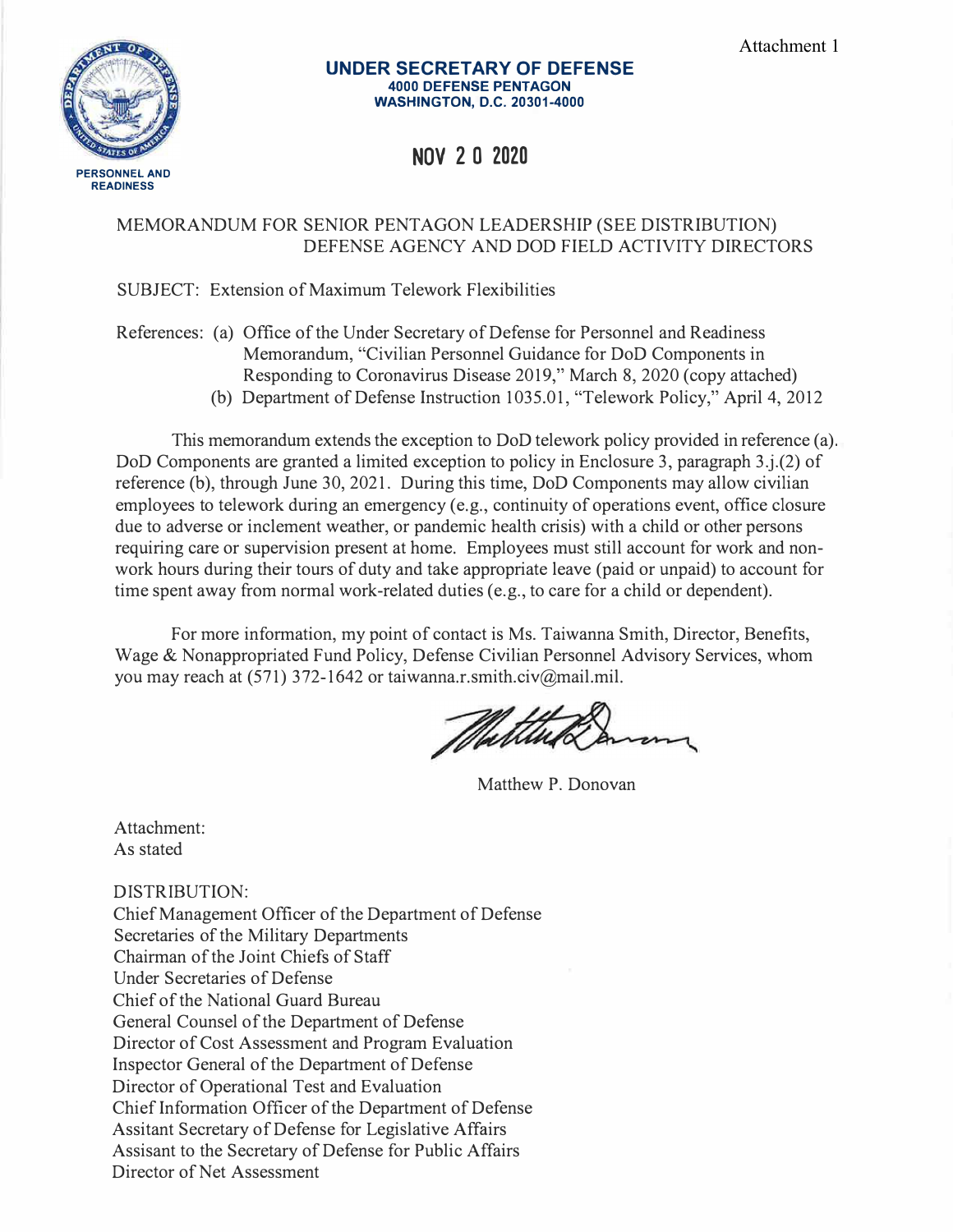Attachment 1

PERSONNEL AND READINESS

**UNDER SECRETARY OF DEFENSE**
**4000 DEFENSE PENTAGON**
**WASHINGTON, D.C. 20301-4000**

**NOV 20 2020**

MEMORANDUM FOR SENIOR PENTAGON LEADERSHIP (SEE DISTRIBUTION)
DEFENSE AGENCY AND DOD FIELD ACTIVITY DIRECTORS

SUBJECT: Extension of Maximum Telework Flexibilities

References: (a) Office of the Under Secretary of Defense for Personnel and Readiness Memorandum, "Civilian Personnel Guidance for DoD Components in Responding to Coronavirus Disease 2019," March 8, 2020 (copy attached)
(b) Department of Defense Instruction 1035.01, "Telework Policy," April 4, 2012

This memorandum extends the exception to DoD telework policy provided in reference (a). DoD Components are granted a limited exception to policy in Enclosure 3, paragraph 3.j.(2) of reference (b), through June 30, 2021. During this time, DoD Components may allow civilian employees to telework during an emergency (e.g., continuity of operations event, office closure due to adverse or inclement weather, or pandemic health crisis) with a child or other persons requiring care or supervision present at home. Employees must still account for work and non-work hours during their tours of duty and take appropriate leave (paid or unpaid) to account for time spent away from normal work-related duties (e.g., to care for a child or dependent).

For more information, my point of contact is Ms. Taiwanna Smith, Director, Benefits, Wage & Nonappropriated Fund Policy, Defense Civilian Personnel Advisory Services, whom you may reach at (571) 372-1642 or taiwanna.r.smith.civ@mail.mil.

Matthew P. Donovan

Attachment:
As stated

DISTRIBUTION:
Chief Management Officer of the Department of Defense
Secretaries of the Military Departments
Chairman of the Joint Chiefs of Staff
Under Secretaries of Defense
Chief of the National Guard Bureau
General Counsel of the Department of Defense
Director of Cost Assessment and Program Evaluation
Inspector General of the Department of Defense
Director of Operational Test and Evaluation
Chief Information Officer of the Department of Defense
Assitant Secretary of Defense for Legislative Affairs
Assisant to the Secretary of Defense for Public Affairs
Director of Net Assessment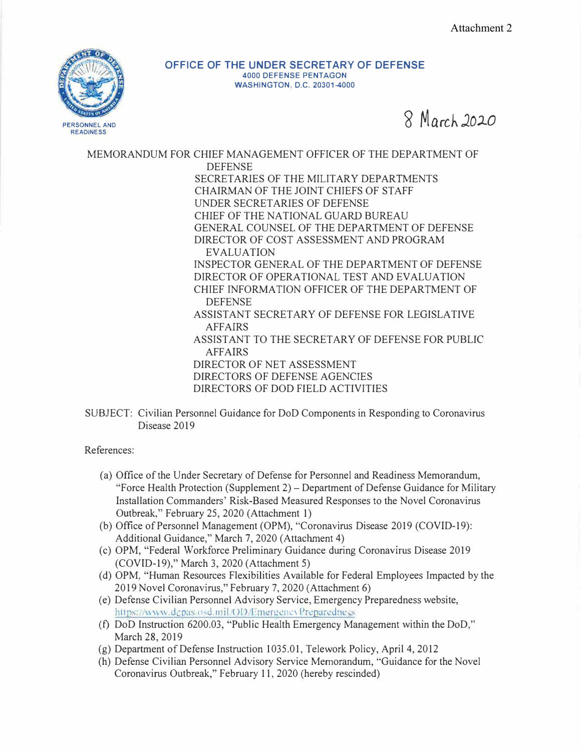Attachment 2

**OFFICE OF THE UNDER SECRETARY OF DEFENSE**
**4000 DEFENSE PENTAGON**
**WASHINGTON, D.C. 20301-4000**

PERSONNEL AND READINESS

8 March 2020

MEMORANDUM FOR CHIEF MANAGEMENT OFFICER OF THE DEPARTMENT OF DEFENSE
SECRETARIES OF THE MILITARY DEPARTMENTS
CHAIRMAN OF THE JOINT CHIEFS OF STAFF
UNDER SECRETARIES OF DEFENSE
CHIEF OF THE NATIONAL GUARD BUREAU
GENERAL COUNSEL OF THE DEPARTMENT OF DEFENSE
DIRECTOR OF COST ASSESSMENT AND PROGRAM EVALUATION
INSPECTOR GENERAL OF THE DEPARTMENT OF DEFENSE
DIRECTOR OF OPERATIONAL TEST AND EVALUATION
CHIEF INFORMATION OFFICER OF THE DEPARTMENT OF DEFENSE
ASSISTANT SECRETARY OF DEFENSE FOR LEGISLATIVE AFFAIRS
ASSISTANT TO THE SECRETARY OF DEFENSE FOR PUBLIC AFFAIRS
DIRECTOR OF NET ASSESSMENT
DIRECTORS OF DEFENSE AGENCIES
DIRECTORS OF DOD FIELD ACTIVITIES

SUBJECT: Civilian Personnel Guidance for DoD Components in Responding to Coronavirus Disease 2019

References:

(a) Office of the Under Secretary of Defense for Personnel and Readiness Memorandum, "Force Health Protection (Supplement 2) – Department of Defense Guidance for Military Installation Commanders' Risk-Based Measured Responses to the Novel Coronavirus Outbreak," February 25, 2020 (Attachment 1)
(b) Office of Personnel Management (OPM), "Coronavirus Disease 2019 (COVID-19): Additional Guidance," March 7, 2020 (Attachment 4)
(c) OPM, "Federal Workforce Preliminary Guidance during Coronavirus Disease 2019 (COVID-19)," March 3, 2020 (Attachment 5)
(d) OPM, "Human Resources Flexibilities Available for Federal Employees Impacted by the 2019 Novel Coronavirus," February 7, 2020 (Attachment 6)
(e) Defense Civilian Personnel Advisory Service, Emergency Preparedness website, https://www.dcpas.osd.mil/OD/EmergencyPreparedness
(f) DoD Instruction 6200.03, "Public Health Emergency Management within the DoD," March 28, 2019
(g) Department of Defense Instruction 1035.01, Telework Policy, April 4, 2012
(h) Defense Civilian Personnel Advisory Service Memorandum, "Guidance for the Novel Coronavirus Outbreak," February 11, 2020 (hereby rescinded)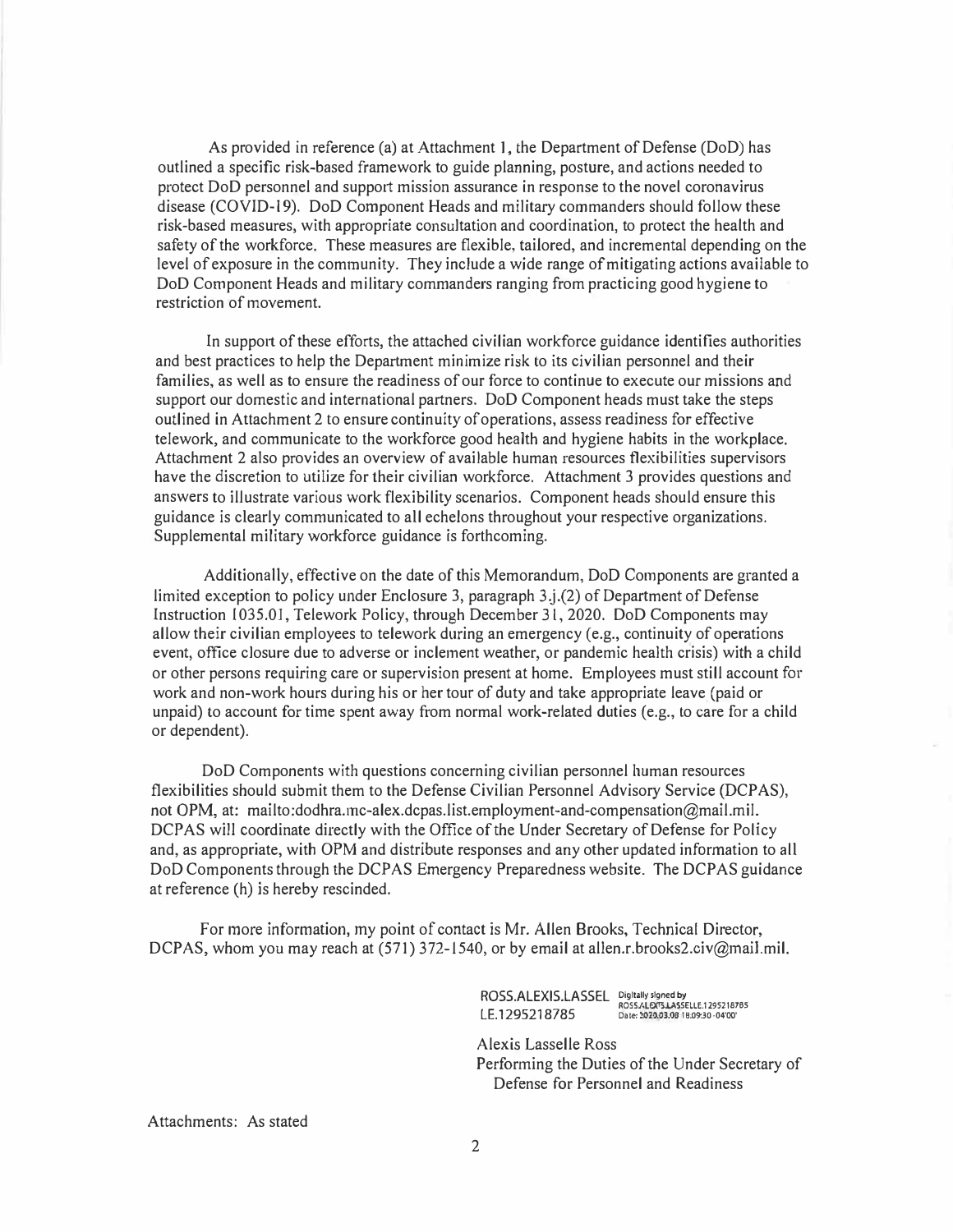As provided in reference (a) at Attachment 1, the Department of Defense (DoD) has outlined a specific risk-based framework to guide planning, posture, and actions needed to protect DoD personnel and support mission assurance in response to the novel coronavirus disease (COVID-19). DoD Component Heads and military commanders should follow these risk-based measures, with appropriate consultation and coordination, to protect the health and safety of the workforce. These measures are flexible, tailored, and incremental depending on the level of exposure in the community. They include a wide range of mitigating actions available to DoD Component Heads and military commanders ranging from practicing good hygiene to restriction of movement.

In support of these efforts, the attached civilian workforce guidance identifies authorities and best practices to help the Department minimize risk to its civilian personnel and their families, as well as to ensure the readiness of our force to continue to execute our missions and support our domestic and international partners. DoD Component heads must take the steps outlined in Attachment 2 to ensure continuity of operations, assess readiness for effective telework, and communicate to the workforce good health and hygiene habits in the workplace. Attachment 2 also provides an overview of available human resources flexibilities supervisors have the discretion to utilize for their civilian workforce. Attachment 3 provides questions and answers to illustrate various work flexibility scenarios. Component heads should ensure this guidance is clearly communicated to all echelons throughout your respective organizations. Supplemental military workforce guidance is forthcoming.

Additionally, effective on the date of this Memorandum, DoD Components are granted a limited exception to policy under Enclosure 3, paragraph 3.j.(2) of Department of Defense Instruction 1035.01, Telework Policy, through December 31, 2020. DoD Components may allow their civilian employees to telework during an emergency (e.g., continuity of operations event, office closure due to adverse or inclement weather, or pandemic health crisis) with a child or other persons requiring care or supervision present at home. Employees must still account for work and non-work hours during his or her tour of duty and take appropriate leave (paid or unpaid) to account for time spent away from normal work-related duties (e.g., to care for a child or dependent).

DoD Components with questions concerning civilian personnel human resources flexibilities should submit them to the Defense Civilian Personnel Advisory Service (DCPAS), not OPM, at: mailto:dodhra.mc-alex.dcpas.list.employment-and-compensation@mail.mil. DCPAS will coordinate directly with the Office of the Under Secretary of Defense for Policy and, as appropriate, with OPM and distribute responses and any other updated information to all DoD Components through the DCPAS Emergency Preparedness website. The DCPAS guidance at reference (h) is hereby rescinded.

For more information, my point of contact is Mr. Allen Brooks, Technical Director, DCPAS, whom you may reach at (571) 372-1540, or by email at allen.r.brooks2.civ@mail.mil.

ROSS.ALEXIS.LASSELLE.1295218785 Digitally signed by ROSS.ALEXIS.LASSELLE.1295218785 Date: 2020.03.08 18:09:30 -04'00'

Alexis Lasselle Ross
Performing the Duties of the Under Secretary of Defense for Personnel and Readiness

Attachments: As stated